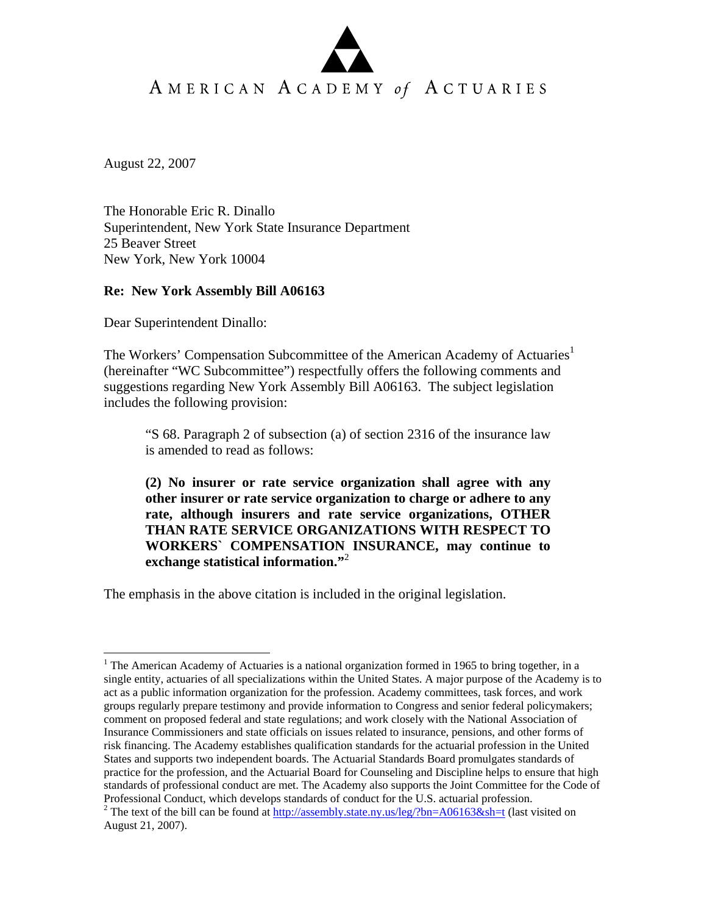AMERICAN ACADEMY *of* ACTUARIES

August 22, 2007

The Honorable Eric R. Dinallo
Superintendent, New York State Insurance Department
25 Beaver Street
New York, New York 10004

**Re: New York Assembly Bill A06163**

Dear Superintendent Dinallo:

The Workers' Compensation Subcommittee of the American Academy of Actuaries[1] (hereinafter "WC Subcommittee") respectfully offers the following comments and suggestions regarding New York Assembly Bill A06163. The subject legislation includes the following provision:

> "S 68. Paragraph 2 of subsection (a) of section 2316 of the insurance law is amended to read as follows:
>
> **(2) No insurer or rate service organization shall agree with any other insurer or rate service organization to charge or adhere to any rate, although insurers and rate service organizations, OTHER THAN RATE SERVICE ORGANIZATIONS WITH RESPECT TO WORKERS` COMPENSATION INSURANCE, may continue to exchange statistical information."**[2]

The emphasis in the above citation is included in the original legislation.

---

[1] The American Academy of Actuaries is a national organization formed in 1965 to bring together, in a single entity, actuaries of all specializations within the United States. A major purpose of the Academy is to act as a public information organization for the profession. Academy committees, task forces, and work groups regularly prepare testimony and provide information to Congress and senior federal policymakers; comment on proposed federal and state regulations; and work closely with the National Association of Insurance Commissioners and state officials on issues related to insurance, pensions, and other forms of risk financing. The Academy establishes qualification standards for the actuarial profession in the United States and supports two independent boards. The Actuarial Standards Board promulgates standards of practice for the profession, and the Actuarial Board for Counseling and Discipline helps to ensure that high standards of professional conduct are met. The Academy also supports the Joint Committee for the Code of Professional Conduct, which develops standards of conduct for the U.S. actuarial profession.

[2] The text of the bill can be found at http://assembly.state.ny.us/leg/?bn=A06163&sh=t (last visited on August 21, 2007).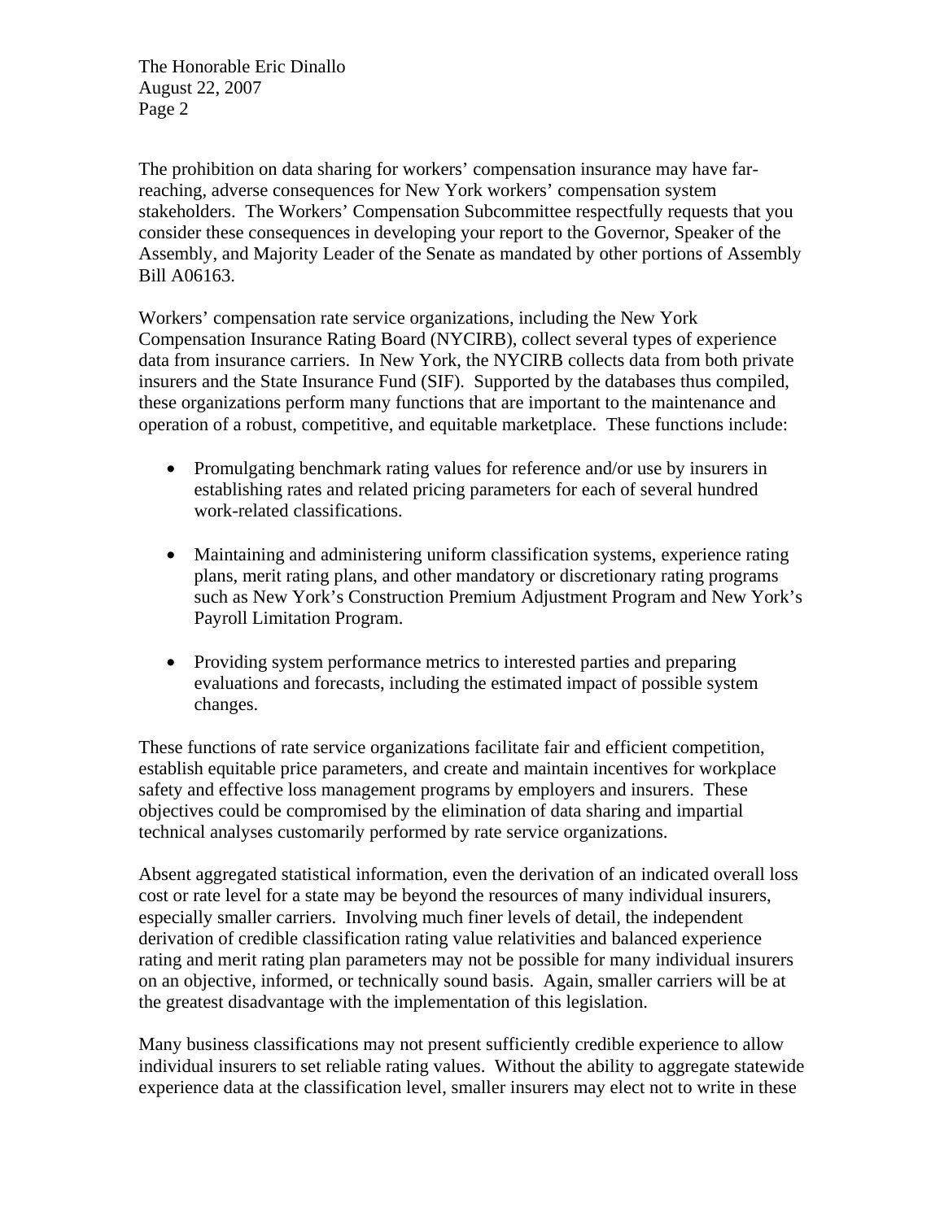The prohibition on data sharing for workers' compensation insurance may have far-reaching, adverse consequences for New York workers' compensation system stakeholders. The Workers' Compensation Subcommittee respectfully requests that you consider these consequences in developing your report to the Governor, Speaker of the Assembly, and Majority Leader of the Senate as mandated by other portions of Assembly Bill A06163.

Workers' compensation rate service organizations, including the New York Compensation Insurance Rating Board (NYCIRB), collect several types of experience data from insurance carriers. In New York, the NYCIRB collects data from both private insurers and the State Insurance Fund (SIF). Supported by the databases thus compiled, these organizations perform many functions that are important to the maintenance and operation of a robust, competitive, and equitable marketplace. These functions include:

- Promulgating benchmark rating values for reference and/or use by insurers in establishing rates and related pricing parameters for each of several hundred work-related classifications.

- Maintaining and administering uniform classification systems, experience rating plans, merit rating plans, and other mandatory or discretionary rating programs such as New York's Construction Premium Adjustment Program and New York's Payroll Limitation Program.

- Providing system performance metrics to interested parties and preparing evaluations and forecasts, including the estimated impact of possible system changes.

These functions of rate service organizations facilitate fair and efficient competition, establish equitable price parameters, and create and maintain incentives for workplace safety and effective loss management programs by employers and insurers. These objectives could be compromised by the elimination of data sharing and impartial technical analyses customarily performed by rate service organizations.

Absent aggregated statistical information, even the derivation of an indicated overall loss cost or rate level for a state may be beyond the resources of many individual insurers, especially smaller carriers. Involving much finer levels of detail, the independent derivation of credible classification rating value relativities and balanced experience rating and merit rating plan parameters may not be possible for many individual insurers on an objective, informed, or technically sound basis. Again, smaller carriers will be at the greatest disadvantage with the implementation of this legislation.

Many business classifications may not present sufficiently credible experience to allow individual insurers to set reliable rating values. Without the ability to aggregate statewide experience data at the classification level, smaller insurers may elect not to write in these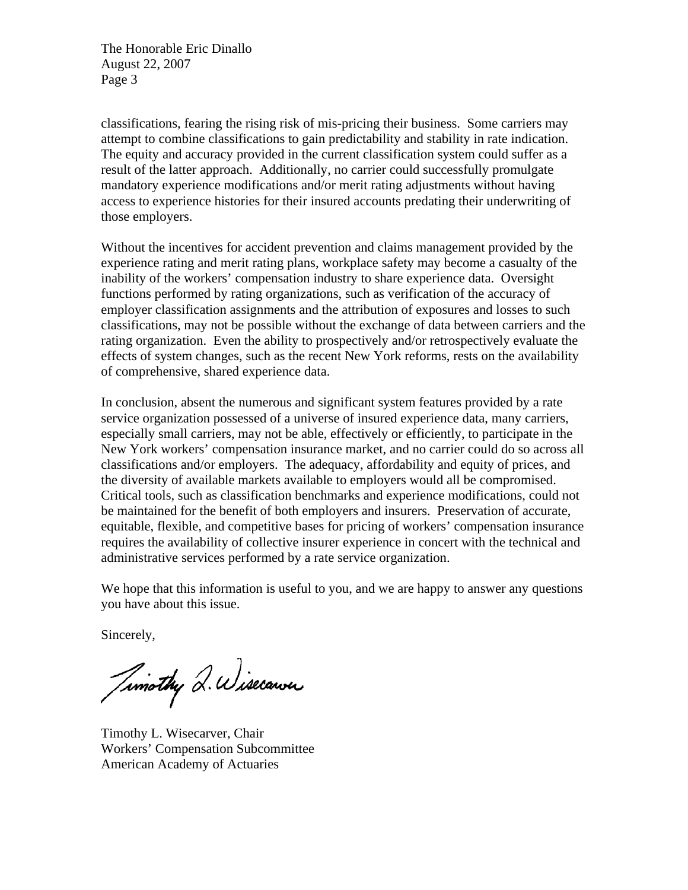classifications, fearing the rising risk of mis-pricing their business. Some carriers may attempt to combine classifications to gain predictability and stability in rate indication. The equity and accuracy provided in the current classification system could suffer as a result of the latter approach. Additionally, no carrier could successfully promulgate mandatory experience modifications and/or merit rating adjustments without having access to experience histories for their insured accounts predating their underwriting of those employers.

Without the incentives for accident prevention and claims management provided by the experience rating and merit rating plans, workplace safety may become a casualty of the inability of the workers' compensation industry to share experience data. Oversight functions performed by rating organizations, such as verification of the accuracy of employer classification assignments and the attribution of exposures and losses to such classifications, may not be possible without the exchange of data between carriers and the rating organization. Even the ability to prospectively and/or retrospectively evaluate the effects of system changes, such as the recent New York reforms, rests on the availability of comprehensive, shared experience data.

In conclusion, absent the numerous and significant system features provided by a rate service organization possessed of a universe of insured experience data, many carriers, especially small carriers, may not be able, effectively or efficiently, to participate in the New York workers' compensation insurance market, and no carrier could do so across all classifications and/or employers. The adequacy, affordability and equity of prices, and the diversity of available markets available to employers would all be compromised. Critical tools, such as classification benchmarks and experience modifications, could not be maintained for the benefit of both employers and insurers. Preservation of accurate, equitable, flexible, and competitive bases for pricing of workers' compensation insurance requires the availability of collective insurer experience in concert with the technical and administrative services performed by a rate service organization.

We hope that this information is useful to you, and we are happy to answer any questions you have about this issue.

Sincerely,

Timothy L. Wisecarver

Timothy L. Wisecarver, Chair
Workers' Compensation Subcommittee
American Academy of Actuaries